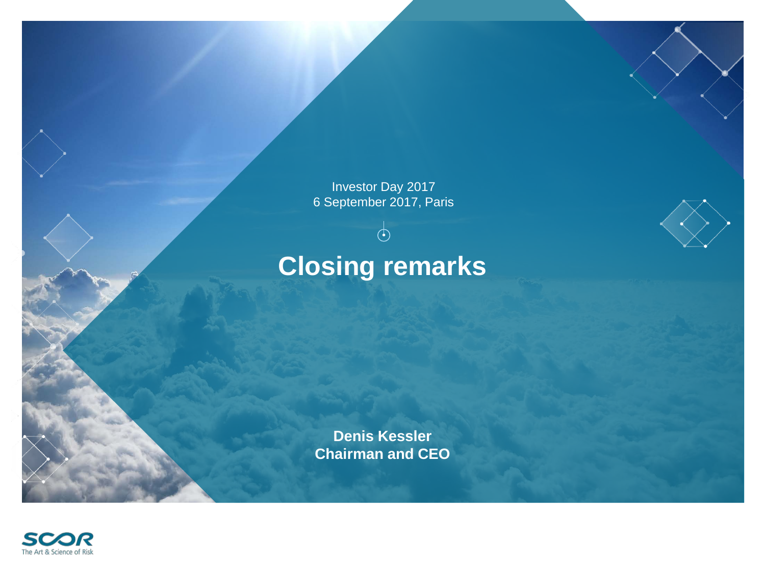Investor Day 2017
6 September 2017, Paris

# Closing remarks

**Denis Kessler**
**Chairman and CEO**

SCOR
The Art & Science of Risk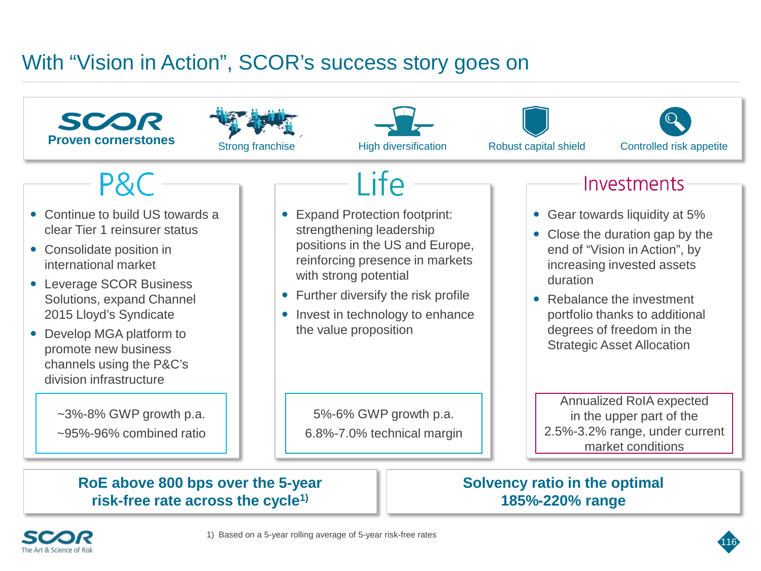# With "Vision in Action", SCOR's success story goes on

**Proven cornerstones**

Strong franchise | High diversification | Robust capital shield | Controlled risk appetite

## P&C

- Continue to build US towards a clear Tier 1 reinsurer status
- Consolidate position in international market
- Leverage SCOR Business Solutions, expand Channel 2015 Lloyd's Syndicate
- Develop MGA platform to promote new business channels using the P&C's division infrastructure

~3%-8% GWP growth p.a.

~95%-96% combined ratio

## Life

- Expand Protection footprint: strengthening leadership positions in the US and Europe, reinforcing presence in markets with strong potential
- Further diversify the risk profile
- Invest in technology to enhance the value proposition

5%-6% GWP growth p.a.

6.8%-7.0% technical margin

## Investments

- Gear towards liquidity at 5%
- Close the duration gap by the end of "Vision in Action", by increasing invested assets duration
- Rebalance the investment portfolio thanks to additional degrees of freedom in the Strategic Asset Allocation

Annualized RoIA expected in the upper part of the 2.5%-3.2% range, under current market conditions

**RoE above 800 bps over the 5-year risk-free rate across the cycle[1)]**

**Solvency ratio in the optimal 185%-220% range**

1) Based on a 5-year rolling average of 5-year risk-free rates